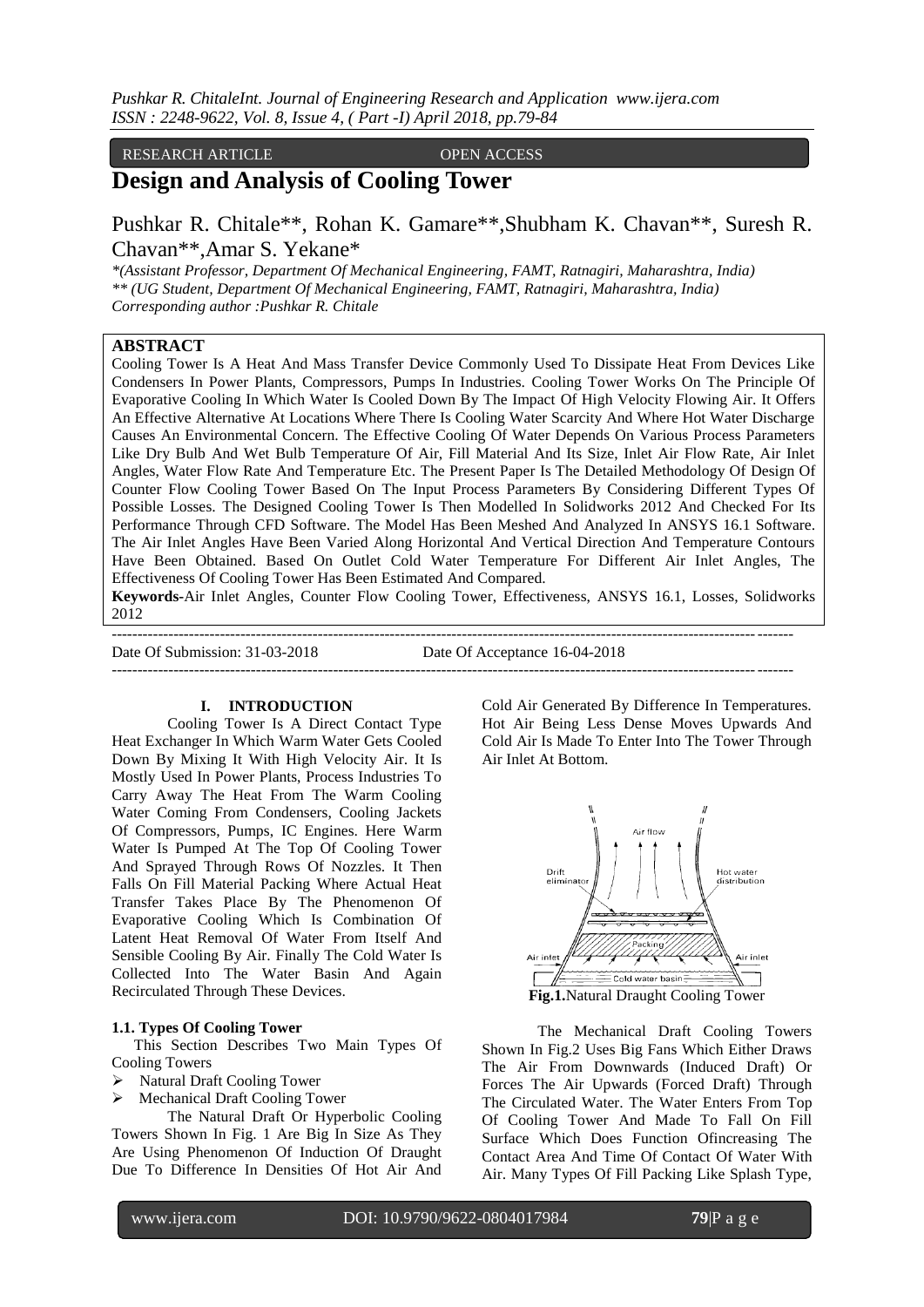RESEARCH ARTICLE OPEN ACCESS

# Design and Analysis of Cooling Tower

Pushkar R. Chitale**, Rohan K. Gamare**,Shubham K. Chavan**, Suresh R. Chavan**,Amar S. Yekane*

*\*(Assistant Professor, Department Of Mechanical Engineering, FAMT, Ratnagiri, Maharashtra, India)*
*\*\* (UG Student, Department Of Mechanical Engineering, FAMT, Ratnagiri, Maharashtra, India)*
*Corresponding author :Pushkar R. Chitale*

## ABSTRACT

Cooling Tower Is A Heat And Mass Transfer Device Commonly Used To Dissipate Heat From Devices Like Condensers In Power Plants, Compressors, Pumps In Industries. Cooling Tower Works On The Principle Of Evaporative Cooling In Which Water Is Cooled Down By The Impact Of High Velocity Flowing Air. It Offers An Effective Alternative At Locations Where There Is Cooling Water Scarcity And Where Hot Water Discharge Causes An Environmental Concern. The Effective Cooling Of Water Depends On Various Process Parameters Like Dry Bulb And Wet Bulb Temperature Of Air, Fill Material And Its Size, Inlet Air Flow Rate, Air Inlet Angles, Water Flow Rate And Temperature Etc. The Present Paper Is The Detailed Methodology Of Design Of Counter Flow Cooling Tower Based On The Input Process Parameters By Considering Different Types Of Possible Losses. The Designed Cooling Tower Is Then Modelled In Solidworks 2012 And Checked For Its Performance Through CFD Software. The Model Has Been Meshed And Analyzed In ANSYS 16.1 Software. The Air Inlet Angles Have Been Varied Along Horizontal And Vertical Direction And Temperature Contours Have Been Obtained. Based On Outlet Cold Water Temperature For Different Air Inlet Angles, The Effectiveness Of Cooling Tower Has Been Estimated And Compared.

**Keywords**-Air Inlet Angles, Counter Flow Cooling Tower, Effectiveness, ANSYS 16.1, Losses, Solidworks 2012

---

Date Of Submission: 31-03-2018 Date Of Acceptance 16-04-2018

---

## I. INTRODUCTION

Cooling Tower Is A Direct Contact Type Heat Exchanger In Which Warm Water Gets Cooled Down By Mixing It With High Velocity Air. It Is Mostly Used In Power Plants, Process Industries To Carry Away The Heat From The Warm Cooling Water Coming From Condensers, Cooling Jackets Of Compressors, Pumps, IC Engines. Here Warm Water Is Pumped At The Top Of Cooling Tower And Sprayed Through Rows Of Nozzles. It Then Falls On Fill Material Packing Where Actual Heat Transfer Takes Place By The Phenomenon Of Evaporative Cooling Which Is Combination Of Latent Heat Removal Of Water From Itself And Sensible Cooling By Air. Finally The Cold Water Is Collected Into The Water Basin And Again Recirculated Through These Devices.

### 1.1. Types Of Cooling Tower

This Section Describes Two Main Types Of Cooling Towers

- Natural Draft Cooling Tower
- Mechanical Draft Cooling Tower

The Natural Draft Or Hyperbolic Cooling Towers Shown In Fig. 1 Are Big In Size As They Are Using Phenomenon Of Induction Of Draught Due To Difference In Densities Of Hot Air And Cold Air Generated By Difference In Temperatures. Hot Air Being Less Dense Moves Upwards And Cold Air Is Made To Enter Into The Tower Through Air Inlet At Bottom.

**Fig.1.**Natural Draught Cooling Tower

The Mechanical Draft Cooling Towers Shown In Fig.2 Uses Big Fans Which Either Draws The Air From Downwards (Induced Draft) Or Forces The Air Upwards (Forced Draft) Through The Circulated Water. The Water Enters From Top Of Cooling Tower And Made To Fall On Fill Surface Which Does Function Ofincreasing The Contact Area And Time Of Contact Of Water With Air. Many Types Of Fill Packing Like Splash Type,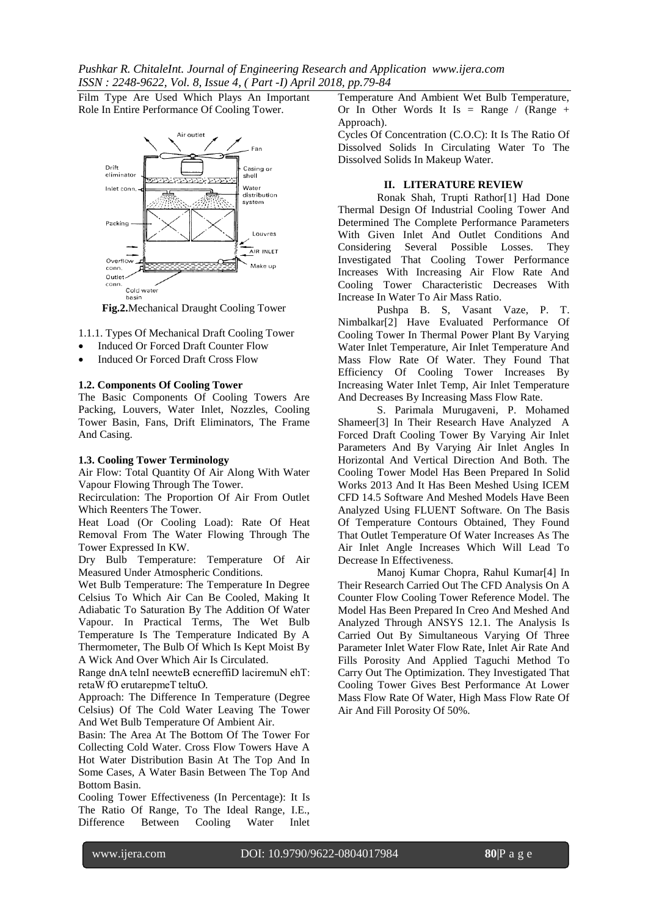Film Type Are Used Which Plays An Important Role In Entire Performance Of Cooling Tower.

**Fig.2.** Mechanical Draught Cooling Tower

1.1.1. Types Of Mechanical Draft Cooling Tower

- Induced Or Forced Draft Counter Flow
- Induced Or Forced Draft Cross Flow

### 1.2. Components Of Cooling Tower

The Basic Components Of Cooling Towers Are Packing, Louvers, Water Inlet, Nozzles, Cooling Tower Basin, Fans, Drift Eliminators, The Frame And Casing.

### 1.3. Cooling Tower Terminology

Air Flow: Total Quantity Of Air Along With Water Vapour Flowing Through The Tower.

Recirculation: The Proportion Of Air From Outlet Which Reenters The Tower.

Heat Load (Or Cooling Load): Rate Of Heat Removal From The Water Flowing Through The Tower Expressed In KW.

Dry Bulb Temperature: Temperature Of Air Measured Under Atmospheric Conditions.

Wet Bulb Temperature: The Temperature In Degree Celsius To Which Air Can Be Cooled, Making It Adiabatic To Saturation By The Addition Of Water Vapour. In Practical Terms, The Wet Bulb Temperature Is The Temperature Indicated By A Thermometer, The Bulb Of Which Is Kept Moist By A Wick And Over Which Air Is Circulated.

Range dnA telnI neewteB ecnereffiD laciremuN ehT: retaW fO erutarepmeT teltuO.

Approach: The Difference In Temperature (Degree Celsius) Of The Cold Water Leaving The Tower And Wet Bulb Temperature Of Ambient Air.

Basin: The Area At The Bottom Of The Tower For Collecting Cold Water. Cross Flow Towers Have A Hot Water Distribution Basin At The Top And In Some Cases, A Water Basin Between The Top And Bottom Basin.

Cooling Tower Effectiveness (In Percentage): It Is The Ratio Of Range, To The Ideal Range, I.E., Difference Between Cooling Water Inlet Temperature And Ambient Wet Bulb Temperature, Or In Other Words It Is = Range / (Range + Approach).

Cycles Of Concentration (C.O.C): It Is The Ratio Of Dissolved Solids In Circulating Water To The Dissolved Solids In Makeup Water.

## II. LITERATURE REVIEW

Ronak Shah, Trupti Rathor[1] Had Done Thermal Design Of Industrial Cooling Tower And Determined The Complete Performance Parameters With Given Inlet And Outlet Conditions And Considering Several Possible Losses. They Investigated That Cooling Tower Performance Increases With Increasing Air Flow Rate And Cooling Tower Characteristic Decreases With Increase In Water To Air Mass Ratio.

Pushpa B. S, Vasant Vaze, P. T. Nimbalkar[2] Have Evaluated Performance Of Cooling Tower In Thermal Power Plant By Varying Water Inlet Temperature, Air Inlet Temperature And Mass Flow Rate Of Water. They Found That Efficiency Of Cooling Tower Increases By Increasing Water Inlet Temp, Air Inlet Temperature And Decreases By Increasing Mass Flow Rate.

S. Parimala Murugaveni, P. Mohamed Shameer[3] In Their Research Have Analyzed A Forced Draft Cooling Tower By Varying Air Inlet Parameters And By Varying Air Inlet Angles In Horizontal And Vertical Direction And Both. The Cooling Tower Model Has Been Prepared In Solid Works 2013 And It Has Been Meshed Using ICEM CFD 14.5 Software And Meshed Models Have Been Analyzed Using FLUENT Software. On The Basis Of Temperature Contours Obtained, They Found That Outlet Temperature Of Water Increases As The Air Inlet Angle Increases Which Will Lead To Decrease In Effectiveness.

Manoj Kumar Chopra, Rahul Kumar[4] In Their Research Carried Out The CFD Analysis On A Counter Flow Cooling Tower Reference Model. The Model Has Been Prepared In Creo And Meshed And Analyzed Through ANSYS 12.1. The Analysis Is Carried Out By Simultaneous Varying Of Three Parameter Inlet Water Flow Rate, Inlet Air Rate And Fills Porosity And Applied Taguchi Method To Carry Out The Optimization. They Investigated That Cooling Tower Gives Best Performance At Lower Mass Flow Rate Of Water, High Mass Flow Rate Of Air And Fill Porosity Of 50%.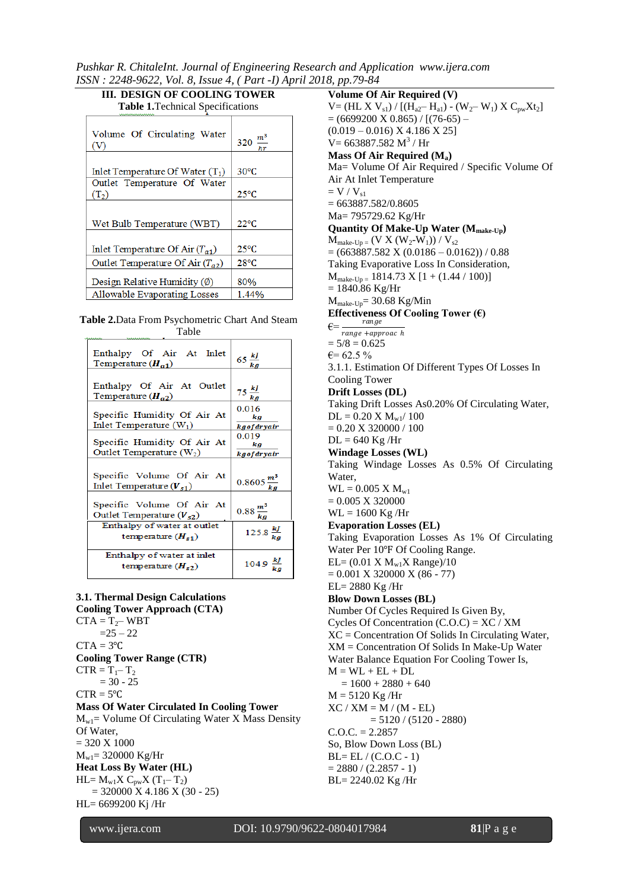## III. DESIGN OF COOLING TOWER

**Table 1.** Technical Specifications

| | |
|---|---|
| Volume Of Circulating Water (V) | 320 $\frac{m^3}{hr}$ |
| Inlet Temperature Of Water ($T_1$) | 30°C |
| Outlet Temperature Of Water ($T_2$) | 25°C |
| Wet Bulb Temperature (WBT) | 22°C |
| Inlet Temperature Of Air ($T_{a1}$) | 25°C |
| Outlet Temperature Of Air ($T_{a2}$) | 28°C |
| Design Relative Humidity (∅) | 80% |
| Allowable Evaporating Losses | 1.44% |

**Table 2.** Data From Psychometric Chart And Steam Table

| | |
|---|---|
| Enthalpy Of Air At Inlet Temperature ($H_{a1}$) | 65 $\frac{kJ}{kg}$ |
| Enthalpy Of Air At Outlet Temperature ($H_{a2}$) | 75 $\frac{kJ}{kg}$ |
| Specific Humidity Of Air At Inlet Temperature ($W_1$) | 0.016 $\frac{kg}{kg of dry air}$ |
| Specific Humidity Of Air At Outlet Temperature ($W_2$) | 0.019 $\frac{kg}{kg of dry air}$ |
| Specific Volume Of Air At Inlet Temperature ($V_{s1}$) | 0.8605 $\frac{m^3}{kg}$ |
| Specific Volume Of Air At Outlet Temperature ($V_{s2}$) | 0.88 $\frac{m^3}{kg}$ |
| Enthalpy of water at outlet temperature ($H_{s1}$) | 125.8 $\frac{kJ}{kg}$ |
| Enthalpy of water at inlet temperature ($H_{s2}$) | 104.9 $\frac{kJ}{kg}$ |

### 3.1. Thermal Design Calculations

**Cooling Tower Approach (CTA)**

CTA = $T_2$ – WBT

=25 – 22

CTA = 3℃

**Cooling Tower Range (CTR)**

CTR = $T_1$ – $T_2$

= 30 - 25

CTR = 5℃

**Mass Of Water Circulated In Cooling Tower**

$M_{w1}$ = Volume Of Circulating Water X Mass Density Of Water,

= 320 X 1000

$M_{w1}$ = 320000 Kg/Hr

**Heat Loss By Water (HL)**

HL= $M_{w1}$ X $C_{pw}$ X ($T_1$ – $T_2$)

= 320000 X 4.186 X (30 - 25)

HL= 6699200 Kj /Hr

**Volume Of Air Required (V)**

V= (HL X $V_{s1}$) / [($H_{a2}$ – $H_{a1}$) - ($W_2$ – $W_1$) X $C_{pw}$ X $t_2$]

= (6699200 X 0.865) / [(76-65) – (0.019 – 0.016) X 4.186 X 25]

V= 663887.582 $M^3$ / Hr

**Mass Of Air Required ($M_a$)**

Ma= Volume Of Air Required / Specific Volume Of Air At Inlet Temperature

= V / $V_{s1}$

= 663887.582/0.8605

Ma= 795729.62 Kg/Hr

**Quantity Of Make-Up Water ($M_{make-Up}$)**

$M_{make-Up}$ = (V X ($W_2$-$W_1$)) / $V_{s2}$

= (663887.582 X (0.0186 – 0.0162)) / 0.88

Taking Evaporative Loss In Consideration,

$M_{make-Up}$ = 1814.73 X [1 + (1.44 / 100)]

= 1840.86 Kg/Hr

$M_{make-Up}$ = 30.68 Kg/Min

**Effectiveness Of Cooling Tower (€)**

$€ = \frac{range}{range + approach}$

= 5/8 = 0.625

€= 62.5 %

3.1.1. Estimation Of Different Types Of Losses In Cooling Tower

**Drift Losses (DL)**

Taking Drift Losses As0.20% Of Circulating Water,

DL = 0.20 X $M_{w1}$/ 100

= 0.20 X 320000 / 100

DL = 640 Kg /Hr

**Windage Losses (WL)**

Taking Windage Losses As 0.5% Of Circulating Water,

WL = 0.005 X $M_{w1}$

= 0.005 X 320000

WL = 1600 Kg /Hr

**Evaporation Losses (EL)**

Taking Evaporation Losses As 1% Of Circulating Water Per 10°F Of Cooling Range.

EL= (0.01 X $M_{w1}$ X Range)/10

= 0.001 X 320000 X (86 - 77)

EL= 2880 Kg /Hr

**Blow Down Losses (BL)**

Number Of Cycles Required Is Given By,

Cycles Of Concentration (C.O.C) = XC / XM

XC = Concentration Of Solids In Circulating Water,

XM = Concentration Of Solids In Make-Up Water

Water Balance Equation For Cooling Tower Is,

M = WL + EL + DL

= 1600 + 2880 + 640

M = 5120 Kg /Hr

XC / XM = M / (M - EL)

= 5120 / (5120 - 2880)

C.O.C. = 2.2857

So, Blow Down Loss (BL)

BL= EL / (C.O.C - 1)

= 2880 / (2.2857 - 1)

BL= 2240.02 Kg /Hr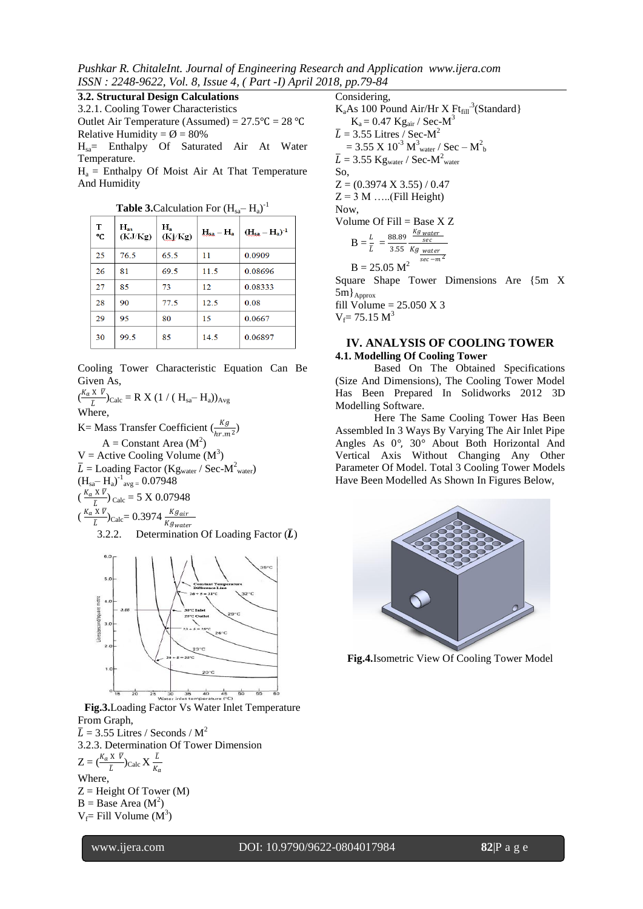### 3.2. Structural Design Calculations

3.2.1. Cooling Tower Characteristics

Outlet Air Temperature (Assumed) = 27.5℃ = 28 ℃

Relative Humidity = Ø = 80%

$H_{sa}$= Enthalpy Of Saturated Air At Water Temperature.

$H_a$ = Enthalpy Of Moist Air At That Temperature And Humidity

**Table 3.** Calculation For $(H_{sa} – H_a)^{-1}$

| T ℃ | $H_{as}$ (KJ/Kg) | $H_a$ (Kj/Kg) | $H_{sa} – H_a$ | $(H_{sa} – H_a)^{-1}$ |
|---|---|---|---|---|
| 25 | 76.5 | 65.5 | 11 | 0.0909 |
| 26 | 81 | 69.5 | 11.5 | 0.08696 |
| 27 | 85 | 73 | 12 | 0.08333 |
| 28 | 90 | 77.5 | 12.5 | 0.08 |
| 29 | 95 | 80 | 15 | 0.0667 |
| 30 | 99.5 | 85 | 14.5 | 0.06897 |

Cooling Tower Characteristic Equation Can Be Given As,

$$\left(\frac{K_a \times \bar{V}}{\bar{L}}\right)_{Calc} = R \times (1 / ( H_{sa}– H_a))_{Avg}$$

Where,

K= Mass Transfer Coefficient $\left(\frac{Kg}{hr.m^2}\right)$

A = Constant Area ($M^2$)

V = Active Cooling Volume ($M^3$)

$\bar{L}$ = Loading Factor ($Kg_{water}$ / Sec-$M^2_{water}$)

$(H_{sa}– H_a)^{-1}_{avg} = 0.07948$

$\left(\frac{K_a \times \bar{V}}{\bar{L}}\right)_{Calc} = 5 \times 0.07948$

$\left(\frac{K_a \times \bar{V}}{\bar{L}}\right)_{Calc} = 0.3974 \frac{Kg_{air}}{Kg_{water}}$

3.2.2. Determination Of Loading Factor ($\bar{L}$)

**Fig.3.** Loading Factor Vs Water Inlet Temperature

From Graph,

$\bar{L}$ = 3.55 Litres / Seconds / $M^2$

3.2.3. Determination Of Tower Dimension

$$Z = \left(\frac{K_a \times \bar{V}}{\bar{L}}\right)_{Calc} \times \frac{\bar{L}}{K_a}$$

Where,

Z = Height Of Tower (M)

B = Base Area ($M^2$)

$V_f$= Fill Volume ($M^3$)

Considering,

$K_a$ As 100 Pound Air/Hr X $Ft_{fill}^{-3}$(Standard}

$K_a = 0.47\ Kg_{air}$ / Sec-$M^3$

$\bar{L}$ = 3.55 Litres / Sec-$M^2$

$= 3.55 \times 10^{-3}\ M^3_{water}$ / Sec – $M^2_b$

$\bar{L}$ = 3.55 $Kg_{water}$ / Sec-$M^2_{water}$

So,

Z = (0.3974 X 3.55) / 0.47

Z = 3 M …..(Fill Height)

Now,

Volume Of Fill = Base X Z

$$B = \frac{L}{\bar{L}} = \frac{88.89}{3.55} \frac{\frac{Kg\ water}{sec}}{\frac{Kg\ water}{sec-m^2}}$$

$B = 25.05\ M^2$

Square Shape Tower Dimensions Are {5m X 5m}$_{Approx}$

fill Volume = 25.050 X 3

$V_f$= 75.15 $M^3$

## IV. ANALYSIS OF COOLING TOWER

### 4.1. Modelling Of Cooling Tower

Based On The Obtained Specifications (Size And Dimensions), The Cooling Tower Model Has Been Prepared In Solidworks 2012 3D Modelling Software.

Here The Same Cooling Tower Has Been Assembled In 3 Ways By Varying The Air Inlet Pipe Angles As 0°, 30° About Both Horizontal And Vertical Axis Without Changing Any Other Parameter Of Model. Total 3 Cooling Tower Models Have Been Modelled As Shown In Figures Below,

**Fig.4.** Isometric View Of Cooling Tower Model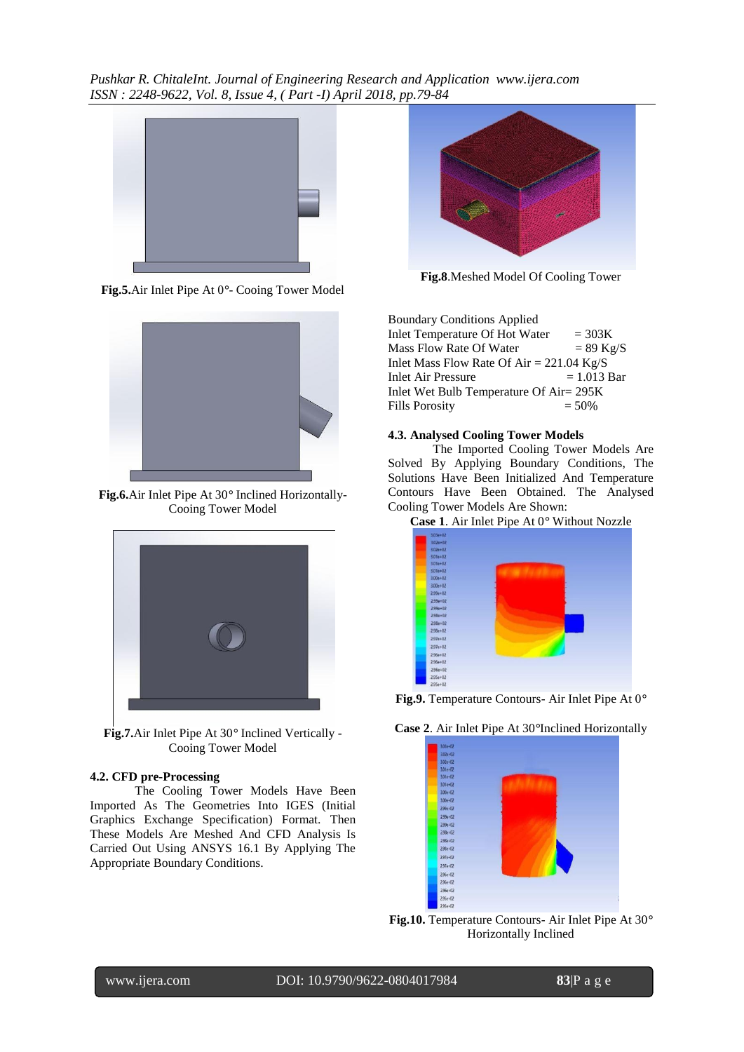**Fig.5.**Air Inlet Pipe At 0°- Cooing Tower Model

**Fig.6.**Air Inlet Pipe At 30° Inclined Horizontally- Cooing Tower Model

**Fig.7.**Air Inlet Pipe At 30° Inclined Vertically - Cooing Tower Model

### 4.2. CFD pre-Processing

The Cooling Tower Models Have Been Imported As The Geometries Into IGES (Initial Graphics Exchange Specification) Format. Then These Models Are Meshed And CFD Analysis Is Carried Out Using ANSYS 16.1 By Applying The Appropriate Boundary Conditions.

**Fig.8.**Meshed Model Of Cooling Tower

Boundary Conditions Applied
Inlet Temperature Of Hot Water = 303K
Mass Flow Rate Of Water = 89 Kg/S
Inlet Mass Flow Rate Of Air = 221.04 Kg/S
Inlet Air Pressure = 1.013 Bar
Inlet Wet Bulb Temperature Of Air= 295K
Fills Porosity = 50%

### 4.3. Analysed Cooling Tower Models

The Imported Cooling Tower Models Are Solved By Applying Boundary Conditions, The Solutions Have Been Initialized And Temperature Contours Have Been Obtained. The Analysed Cooling Tower Models Are Shown:

**Case 1**. Air Inlet Pipe At 0° Without Nozzle

**Fig.9.** Temperature Contours- Air Inlet Pipe At 0°

**Case 2**. Air Inlet Pipe At 30°Inclined Horizontally

**Fig.10.** Temperature Contours- Air Inlet Pipe At 30° Horizontally Inclined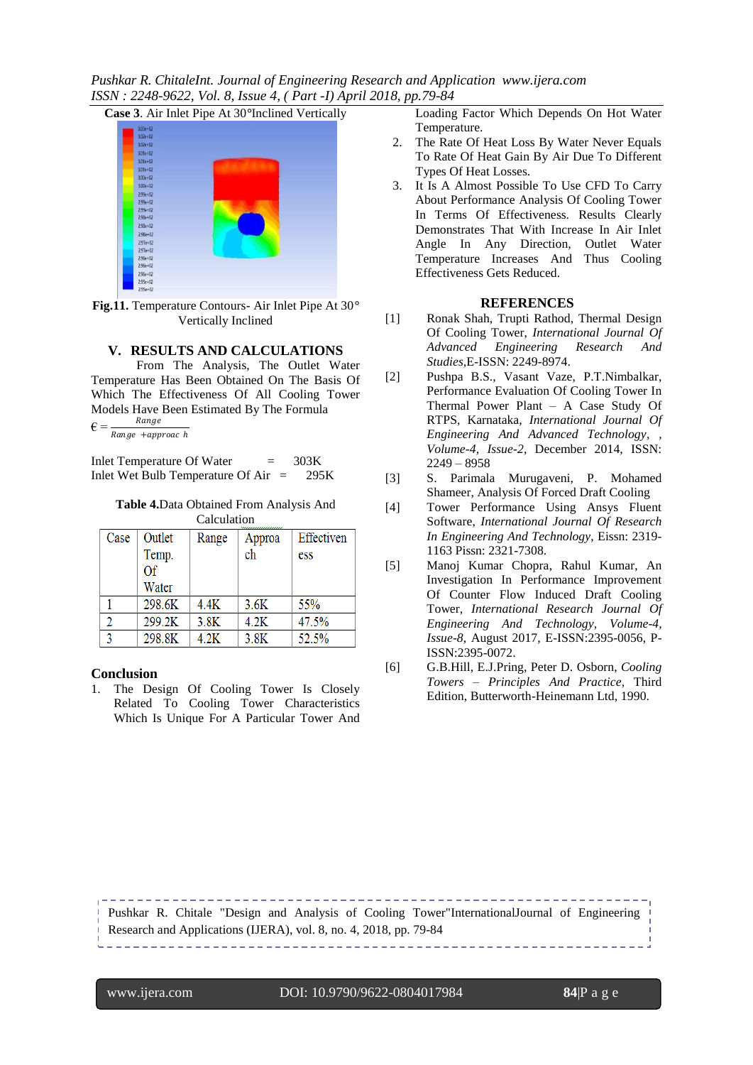**Case 3**. Air Inlet Pipe At 30°Inclined Vertically

3.03e+02
3.02e+02
3.02e+02
3.01e+02
3.01e+02
3.01e+02
3.00e+02
3.00e+02
2.99e+02
2.99e+02
2.99e+02
2.98e+02
2.98e+02
2.98e+02
2.97e+02
2.97e+02
2.96e+02
2.96e+02
2.96e+02
2.95e+02
2.95e+02

**Fig.11.** Temperature Contours- Air Inlet Pipe At 30° Vertically Inclined

## V. RESULTS AND CALCULATIONS

From The Analysis, The Outlet Water Temperature Has Been Obtained On The Basis Of Which The Effectiveness Of All Cooling Tower Models Have Been Estimated By The Formula

$$\epsilon = \frac{Range}{Range + approach}$$

Inlet Temperature Of Water = 303K
Inlet Wet Bulb Temperature Of Air = 295K

**Table 4.**Data Obtained From Analysis And Calculation

| Case | Outlet Temp. Of Water | Range | Approach | Effectiveness |
|---|---|---|---|---|
| 1 | 298.6K | 4.4K | 3.6K | 55% |
| 2 | 299.2K | 3.8K | 4.2K | 47.5% |
| 3 | 298.8K | 4.2K | 3.8K | 52.5% |

## Conclusion

1. The Design Of Cooling Tower Is Closely Related To Cooling Tower Characteristics Which Is Unique For A Particular Tower And Loading Factor Which Depends On Hot Water Temperature.
2. The Rate Of Heat Loss By Water Never Equals To Rate Of Heat Gain By Air Due To Different Types Of Heat Losses.
3. It Is A Almost Possible To Use CFD To Carry About Performance Analysis Of Cooling Tower In Terms Of Effectiveness. Results Clearly Demonstrates That With Increase In Air Inlet Angle In Any Direction, Outlet Water Temperature Increases And Thus Cooling Effectiveness Gets Reduced.

## REFERENCES

[1] Ronak Shah, Trupti Rathod, Thermal Design Of Cooling Tower, *International Journal Of Advanced Engineering Research And Studies*,E-ISSN: 2249-8974.

[2] Pushpa B.S., Vasant Vaze, P.T.Nimbalkar, Performance Evaluation Of Cooling Tower In Thermal Power Plant – A Case Study Of RTPS, Karnataka, *International Journal Of Engineering And Advanced Technology*, , *Volume-4, Issue-2*, December 2014, ISSN: 2249 – 8958

[3] S. Parimala Murugaveni, P. Mohamed Shameer, Analysis Of Forced Draft Cooling

[4] Tower Performance Using Ansys Fluent Software, *International Journal Of Research In Engineering And Technology*, Eissn: 2319-1163 Pissn: 2321-7308.

[5] Manoj Kumar Chopra, Rahul Kumar, An Investigation In Performance Improvement Of Counter Flow Induced Draft Cooling Tower, *International Research Journal Of Engineering And Technology, Volume-4, Issue-8*, August 2017, E-ISSN:2395-0056, P-ISSN:2395-0072.

[6] G.B.Hill, E.J.Pring, Peter D. Osborn, *Cooling Towers – Principles And Practice*, Third Edition, Butterworth-Heinemann Ltd, 1990.

Pushkar R. Chitale "Design and Analysis of Cooling Tower"InternationalJournal of Engineering Research and Applications (IJERA), vol. 8, no. 4, 2018, pp. 79-84